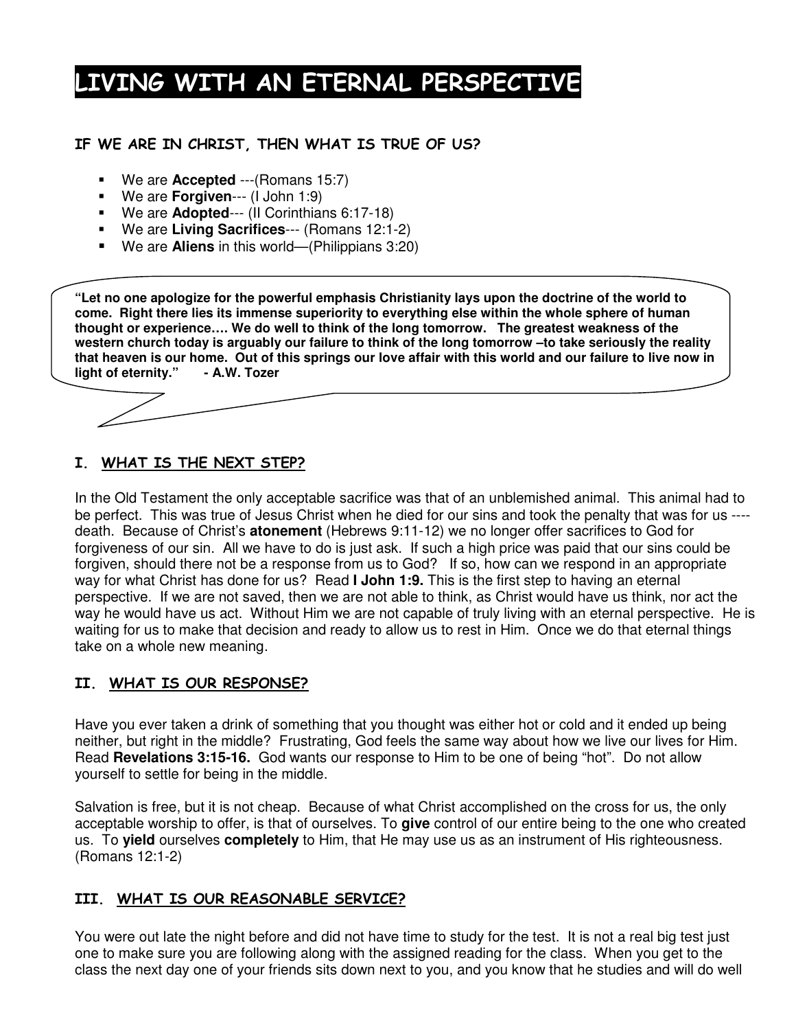# LIVING WITH AN ETERNAL PERSPECTIVE

### IF WE ARE IN CHRIST, THEN WHAT IS TRUE OF US?

- We are **Accepted** ---(Romans 15:7)
- We are **Forgiven**--- (I John 1:9)
- We are **Adopted**--- (II Corinthians 6:17-18)
- We are **Living Sacrifices**--- (Romans 12:1-2)
- We are **Aliens** in this world—(Philippians 3:20)

> **"Let no one apologize for the powerful emphasis Christianity lays upon the doctrine of the world to come. Right there lies its immense superiority to everything else within the whole sphere of human thought or experience…. We do well to think of the long tomorrow. The greatest weakness of the western church today is arguably our failure to think of the long tomorrow –to take seriously the reality that heaven is our home. Out of this springs our love affair with this world and our failure to live now in light of eternity." - A.W. Tozer**

### I. WHAT IS THE NEXT STEP?

In the Old Testament the only acceptable sacrifice was that of an unblemished animal. This animal had to be perfect. This was true of Jesus Christ when he died for our sins and took the penalty that was for us ----death. Because of Christ's **atonement** (Hebrews 9:11-12) we no longer offer sacrifices to God for forgiveness of our sin. All we have to do is just ask. If such a high price was paid that our sins could be forgiven, should there not be a response from us to God? If so, how can we respond in an appropriate way for what Christ has done for us? Read **I John 1:9.** This is the first step to having an eternal perspective. If we are not saved, then we are not able to think, as Christ would have us think, nor act the way he would have us act. Without Him we are not capable of truly living with an eternal perspective. He is waiting for us to make that decision and ready to allow us to rest in Him. Once we do that eternal things take on a whole new meaning.

### II. WHAT IS OUR RESPONSE?

Have you ever taken a drink of something that you thought was either hot or cold and it ended up being neither, but right in the middle? Frustrating, God feels the same way about how we live our lives for Him. Read **Revelations 3:15-16.** God wants our response to Him to be one of being "hot". Do not allow yourself to settle for being in the middle.

Salvation is free, but it is not cheap. Because of what Christ accomplished on the cross for us, the only acceptable worship to offer, is that of ourselves. To **give** control of our entire being to the one who created us. To **yield** ourselves **completely** to Him, that He may use us as an instrument of His righteousness. (Romans 12:1-2)

### III. WHAT IS OUR REASONABLE SERVICE?

You were out late the night before and did not have time to study for the test. It is not a real big test just one to make sure you are following along with the assigned reading for the class. When you get to the class the next day one of your friends sits down next to you, and you know that he studies and will do well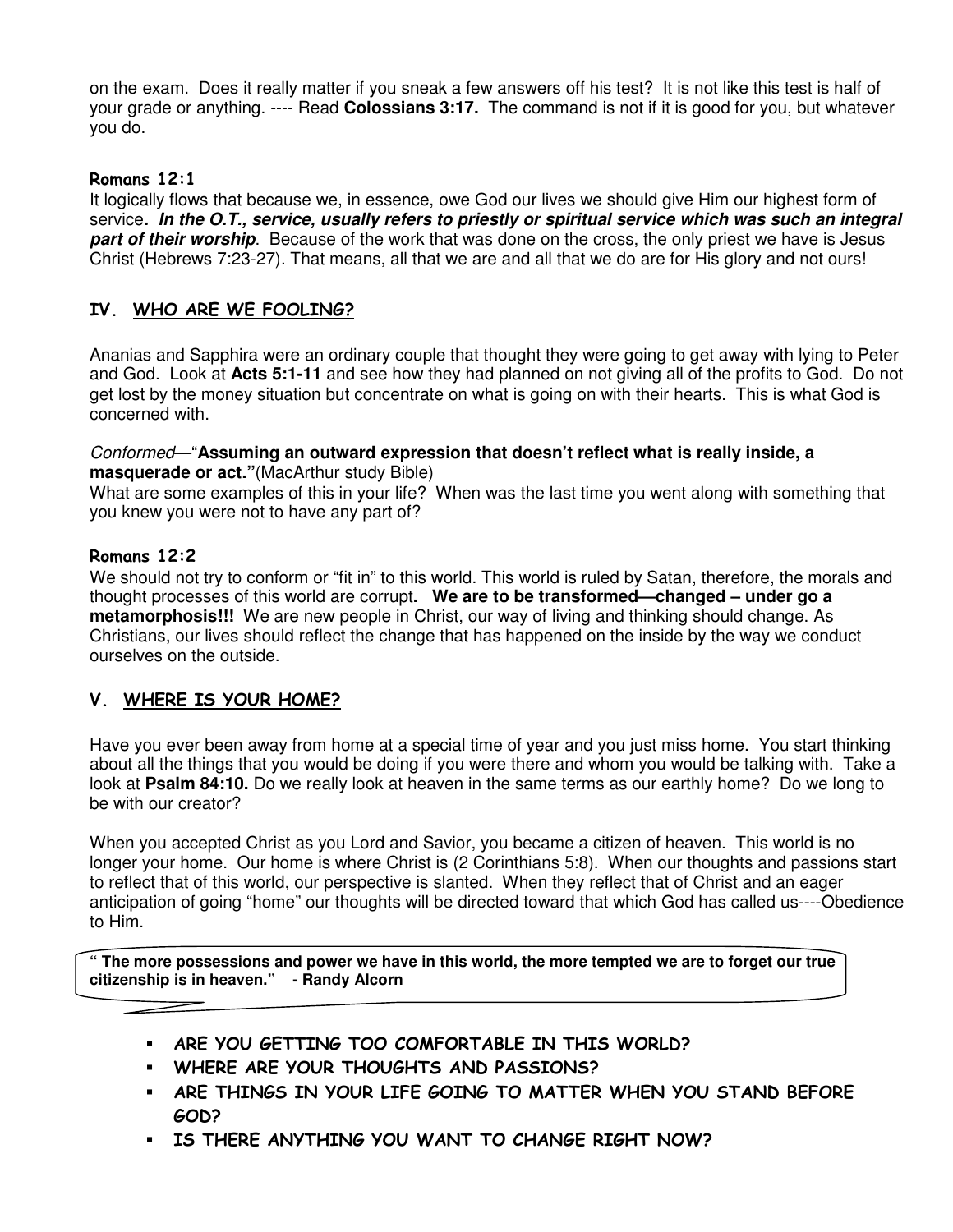on the exam. Does it really matter if you sneak a few answers off his test? It is not like this test is half of your grade or anything. ---- Read **Colossians 3:17.** The command is not if it is good for you, but whatever you do.

#### Romans 12:1

It logically flows that because we, in essence, owe God our lives we should give Him our highest form of service***. In the O.T., service, usually refers to priestly or spiritual service which was such an integral part of their worship***. Because of the work that was done on the cross, the only priest we have is Jesus Christ (Hebrews 7:23-27). That means, all that we are and all that we do are for His glory and not ours!

## IV. WHO ARE WE FOOLING?

Ananias and Sapphira were an ordinary couple that thought they were going to get away with lying to Peter and God. Look at **Acts 5:1-11** and see how they had planned on not giving all of the profits to God. Do not get lost by the money situation but concentrate on what is going on with their hearts. This is what God is concerned with.

*Conformed*—"**Assuming an outward expression that doesn't reflect what is really inside, a masquerade or act."**(MacArthur study Bible)

What are some examples of this in your life? When was the last time you went along with something that you knew you were not to have any part of?

#### Romans 12:2

We should not try to conform or "fit in" to this world. This world is ruled by Satan, therefore, the morals and thought processes of this world are corrupt**. We are to be transformed—changed – under go a metamorphosis!!!** We are new people in Christ, our way of living and thinking should change. As Christians, our lives should reflect the change that has happened on the inside by the way we conduct ourselves on the outside.

## V. WHERE IS YOUR HOME?

Have you ever been away from home at a special time of year and you just miss home. You start thinking about all the things that you would be doing if you were there and whom you would be talking with. Take a look at **Psalm 84:10.** Do we really look at heaven in the same terms as our earthly home? Do we long to be with our creator?

When you accepted Christ as you Lord and Savior, you became a citizen of heaven. This world is no longer your home. Our home is where Christ is (2 Corinthians 5:8). When our thoughts and passions start to reflect that of this world, our perspective is slanted. When they reflect that of Christ and an eager anticipation of going "home" our thoughts will be directed toward that which God has called us----Obedience to Him.

> **" The more possessions and power we have in this world, the more tempted we are to forget our true citizenship is in heaven." - Randy Alcorn**

- **ARE YOU GETTING TOO COMFORTABLE IN THIS WORLD?**
- **WHERE ARE YOUR THOUGHTS AND PASSIONS?**
- **ARE THINGS IN YOUR LIFE GOING TO MATTER WHEN YOU STAND BEFORE GOD?**
- **IS THERE ANYTHING YOU WANT TO CHANGE RIGHT NOW?**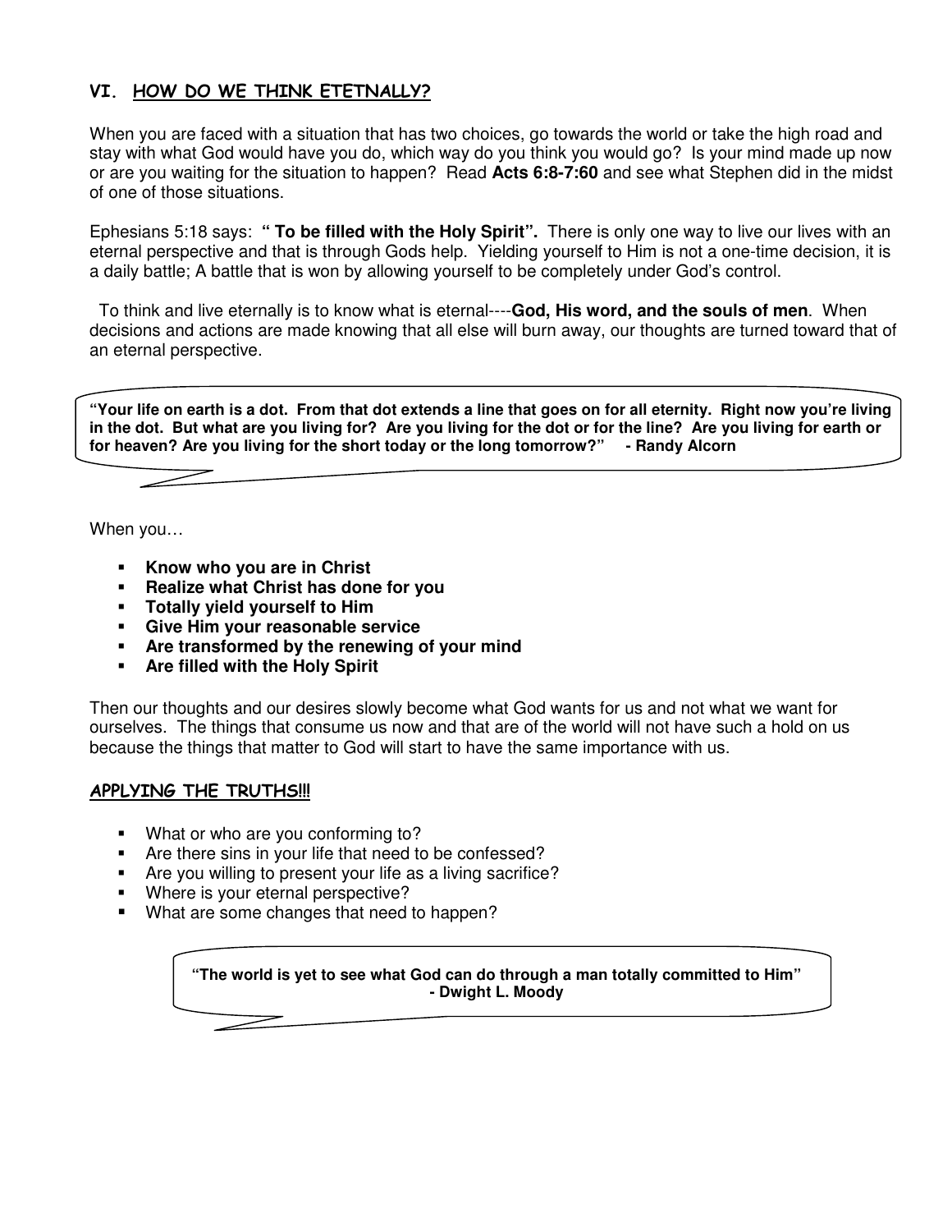## VI. HOW DO WE THINK ETETNALLY?

When you are faced with a situation that has two choices, go towards the world or take the high road and stay with what God would have you do, which way do you think you would go? Is your mind made up now or are you waiting for the situation to happen? Read **Acts 6:8-7:60** and see what Stephen did in the midst of one of those situations.

Ephesians 5:18 says: **" To be filled with the Holy Spirit".** There is only one way to live our lives with an eternal perspective and that is through Gods help. Yielding yourself to Him is not a one-time decision, it is a daily battle; A battle that is won by allowing yourself to be completely under God's control.

To think and live eternally is to know what is eternal----**God, His word, and the souls of men**. When decisions and actions are made knowing that all else will burn away, our thoughts are turned toward that of an eternal perspective.

> **"Your life on earth is a dot. From that dot extends a line that goes on for all eternity. Right now you're living in the dot. But what are you living for? Are you living for the dot or for the line? Are you living for earth or for heaven? Are you living for the short today or the long tomorrow?" - Randy Alcorn**

When you…

- **Know who you are in Christ**
- **Realize what Christ has done for you**
- **Totally yield yourself to Him**
- **Give Him your reasonable service**
- **Are transformed by the renewing of your mind**
- **Are filled with the Holy Spirit**

Then our thoughts and our desires slowly become what God wants for us and not what we want for ourselves. The things that consume us now and that are of the world will not have such a hold on us because the things that matter to God will start to have the same importance with us.

## APPLYING THE TRUTHS!!!

- What or who are you conforming to?
- Are there sins in your life that need to be confessed?
- Are you willing to present your life as a living sacrifice?
- Where is your eternal perspective?
- What are some changes that need to happen?

> **"The world is yet to see what God can do through a man totally committed to Him"**
> **- Dwight L. Moody**